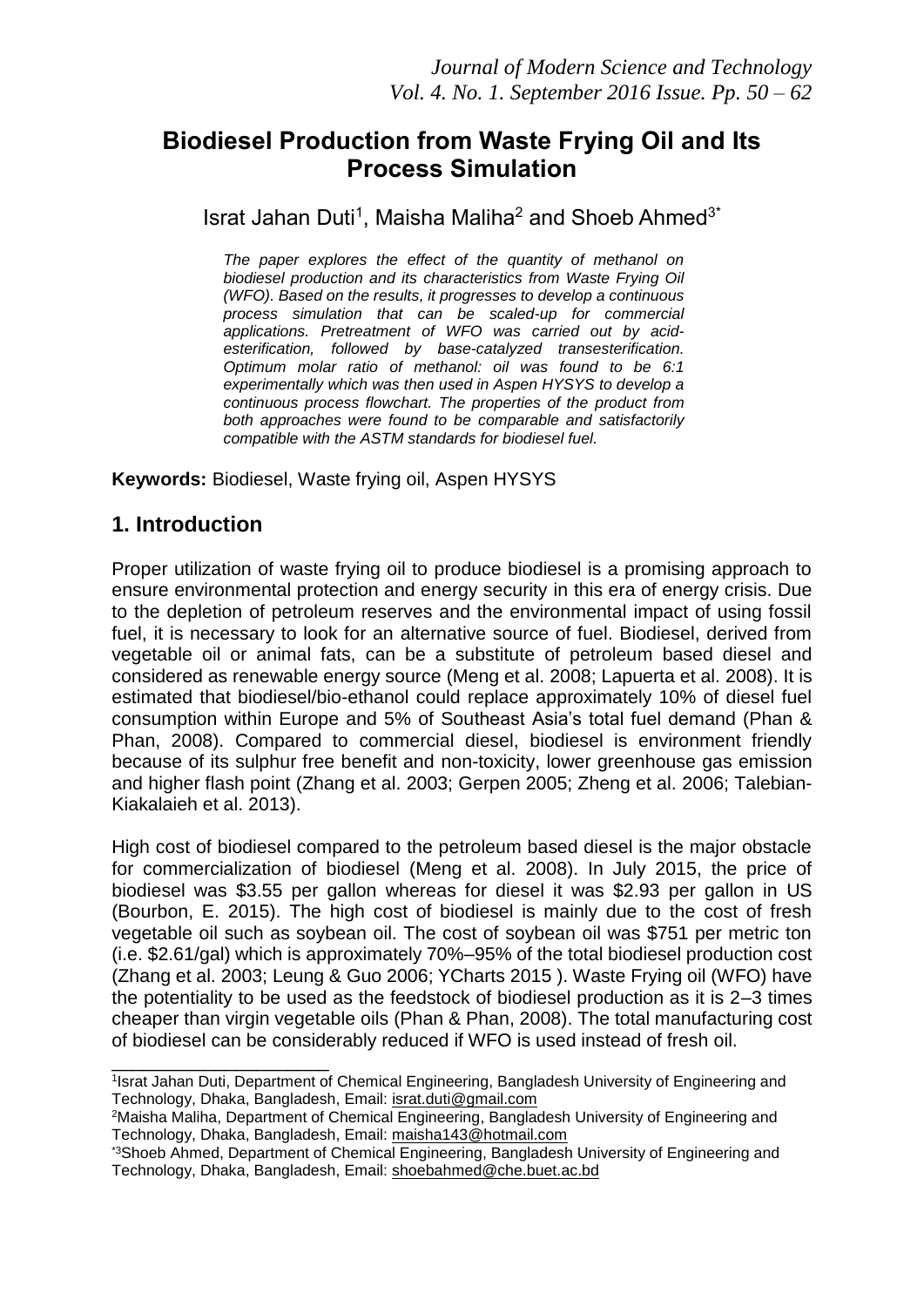# Biodiesel Production from Waste Frying Oil and Its Process Simulation

Israt Jahan Duti[1], Maisha Maliha[2] and Shoeb Ahmed[3*]

*The paper explores the effect of the quantity of methanol on biodiesel production and its characteristics from Waste Frying Oil (WFO). Based on the results, it progresses to develop a continuous process simulation that can be scaled-up for commercial applications. Pretreatment of WFO was carried out by acid-esterification, followed by base-catalyzed transesterification. Optimum molar ratio of methanol: oil was found to be 6:1 experimentally which was then used in Aspen HYSYS to develop a continuous process flowchart. The properties of the product from both approaches were found to be comparable and satisfactorily compatible with the ASTM standards for biodiesel fuel.*

**Keywords:** Biodiesel, Waste frying oil, Aspen HYSYS

## 1. Introduction

Proper utilization of waste frying oil to produce biodiesel is a promising approach to ensure environmental protection and energy security in this era of energy crisis. Due to the depletion of petroleum reserves and the environmental impact of using fossil fuel, it is necessary to look for an alternative source of fuel. Biodiesel, derived from vegetable oil or animal fats, can be a substitute of petroleum based diesel and considered as renewable energy source (Meng et al. 2008; Lapuerta et al. 2008). It is estimated that biodiesel/bio-ethanol could replace approximately 10% of diesel fuel consumption within Europe and 5% of Southeast Asia's total fuel demand (Phan & Phan, 2008). Compared to commercial diesel, biodiesel is environment friendly because of its sulphur free benefit and non-toxicity, lower greenhouse gas emission and higher flash point (Zhang et al. 2003; Gerpen 2005; Zheng et al. 2006; Talebian-Kiakalaieh et al. 2013).

High cost of biodiesel compared to the petroleum based diesel is the major obstacle for commercialization of biodiesel (Meng et al. 2008). In July 2015, the price of biodiesel was \$3.55 per gallon whereas for diesel it was \$2.93 per gallon in US (Bourbon, E. 2015). The high cost of biodiesel is mainly due to the cost of fresh vegetable oil such as soybean oil. The cost of soybean oil was \$751 per metric ton (i.e. \$2.61/gal) which is approximately 70%–95% of the total biodiesel production cost (Zhang et al. 2003; Leung & Guo 2006; YCharts 2015 ). Waste Frying oil (WFO) have the potentiality to be used as the feedstock of biodiesel production as it is 2–3 times cheaper than virgin vegetable oils (Phan & Phan, 2008). The total manufacturing cost of biodiesel can be considerably reduced if WFO is used instead of fresh oil.

---

[1]Israt Jahan Duti, Department of Chemical Engineering, Bangladesh University of Engineering and Technology, Dhaka, Bangladesh, Email: israt.duti@gmail.com

[2]Maisha Maliha, Department of Chemical Engineering, Bangladesh University of Engineering and Technology, Dhaka, Bangladesh, Email: maisha143@hotmail.com

[*3]Shoeb Ahmed, Department of Chemical Engineering, Bangladesh University of Engineering and Technology, Dhaka, Bangladesh, Email: shoebahmed@che.buet.ac.bd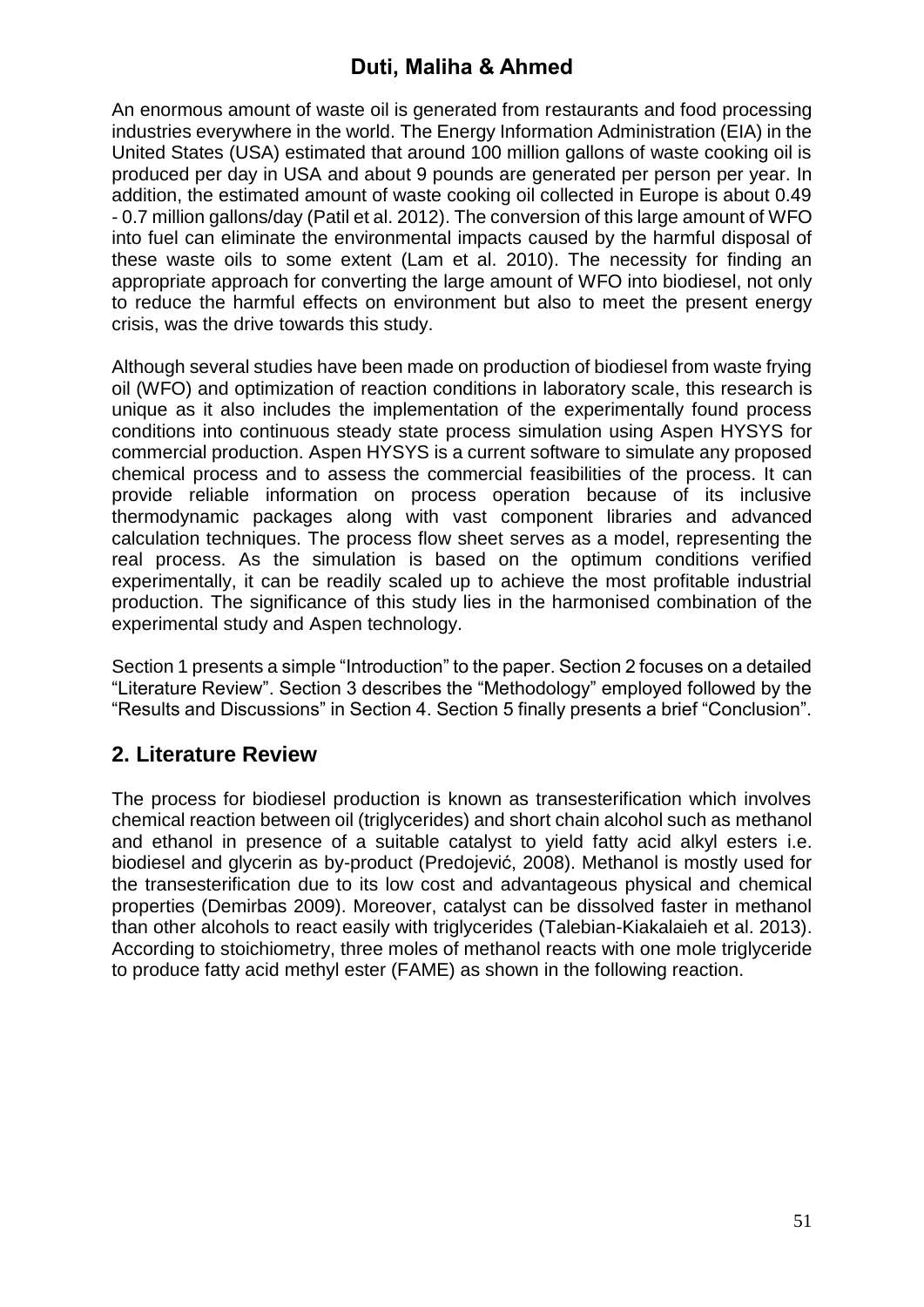An enormous amount of waste oil is generated from restaurants and food processing industries everywhere in the world. The Energy Information Administration (EIA) in the United States (USA) estimated that around 100 million gallons of waste cooking oil is produced per day in USA and about 9 pounds are generated per person per year. In addition, the estimated amount of waste cooking oil collected in Europe is about 0.49 - 0.7 million gallons/day (Patil et al. 2012). The conversion of this large amount of WFO into fuel can eliminate the environmental impacts caused by the harmful disposal of these waste oils to some extent (Lam et al. 2010). The necessity for finding an appropriate approach for converting the large amount of WFO into biodiesel, not only to reduce the harmful effects on environment but also to meet the present energy crisis, was the drive towards this study.

Although several studies have been made on production of biodiesel from waste frying oil (WFO) and optimization of reaction conditions in laboratory scale, this research is unique as it also includes the implementation of the experimentally found process conditions into continuous steady state process simulation using Aspen HYSYS for commercial production. Aspen HYSYS is a current software to simulate any proposed chemical process and to assess the commercial feasibilities of the process. It can provide reliable information on process operation because of its inclusive thermodynamic packages along with vast component libraries and advanced calculation techniques. The process flow sheet serves as a model, representing the real process. As the simulation is based on the optimum conditions verified experimentally, it can be readily scaled up to achieve the most profitable industrial production. The significance of this study lies in the harmonised combination of the experimental study and Aspen technology.

Section 1 presents a simple "Introduction" to the paper. Section 2 focuses on a detailed "Literature Review". Section 3 describes the "Methodology" employed followed by the "Results and Discussions" in Section 4. Section 5 finally presents a brief "Conclusion".

## 2. Literature Review

The process for biodiesel production is known as transesterification which involves chemical reaction between oil (triglycerides) and short chain alcohol such as methanol and ethanol in presence of a suitable catalyst to yield fatty acid alkyl esters i.e. biodiesel and glycerin as by-product (Predojević, 2008). Methanol is mostly used for the transesterification due to its low cost and advantageous physical and chemical properties (Demirbas 2009). Moreover, catalyst can be dissolved faster in methanol than other alcohols to react easily with triglycerides (Talebian-Kiakalaieh et al. 2013). According to stoichiometry, three moles of methanol reacts with one mole triglyceride to produce fatty acid methyl ester (FAME) as shown in the following reaction.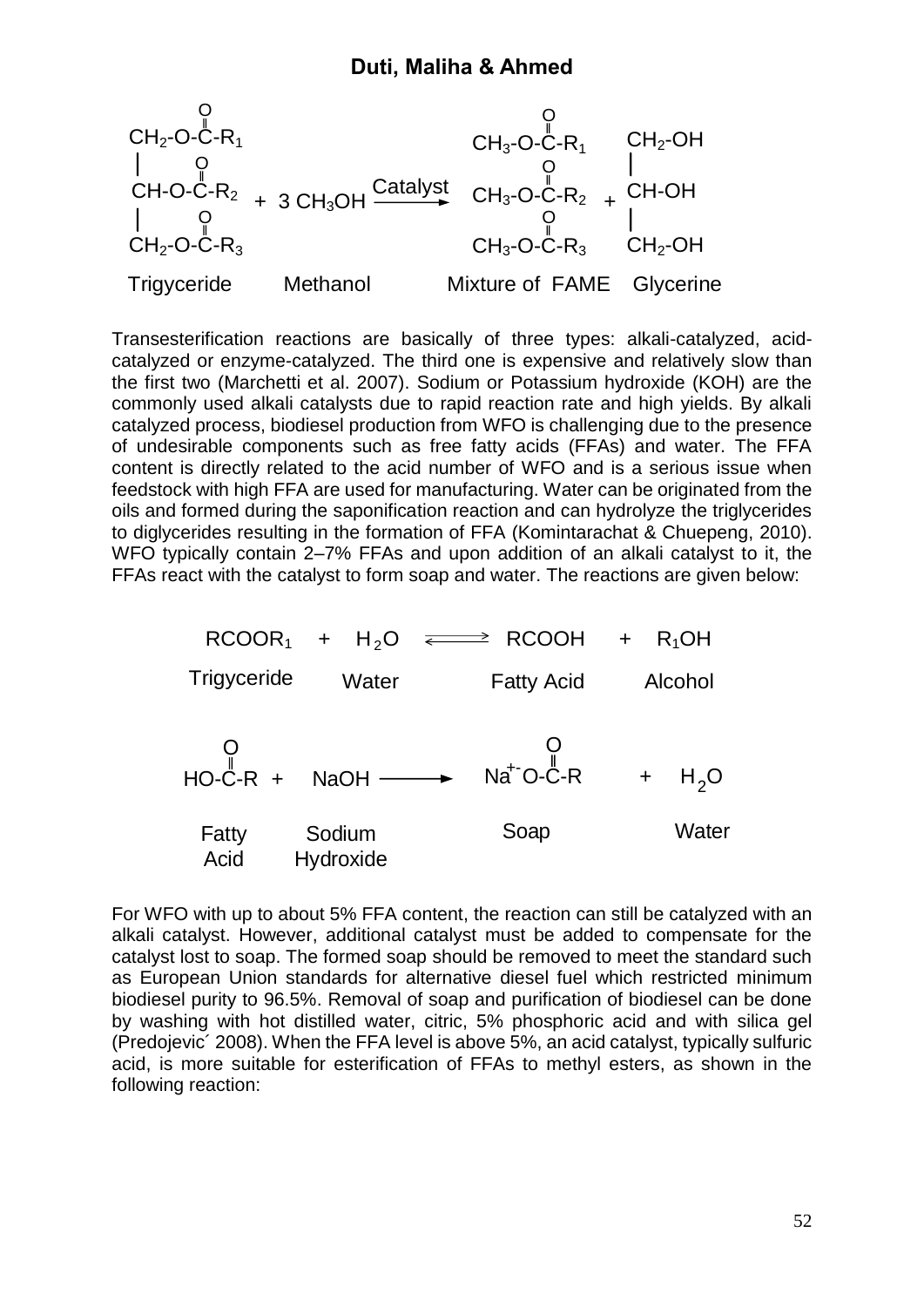$$
\begin{array}{l}
CH_2\text{-}O\text{-}\overset{O}{\overset{\|}{C}}\text{-}R_1 \\
| \\
CH\text{-}O\text{-}\overset{O}{\overset{\|}{C}}\text{-}R_2 \\
| \\
CH_2\text{-}O\text{-}\overset{O}{\overset{\|}{C}}\text{-}R_3
\end{array}
+ 3\,CH_3OH \xrightarrow{\text{Catalyst}}
\begin{array}{l}
CH_3\text{-}O\text{-}\overset{O}{\overset{\|}{C}}\text{-}R_1 \\
CH_3\text{-}O\text{-}\overset{O}{\overset{\|}{C}}\text{-}R_2 \\
CH_3\text{-}O\text{-}\overset{O}{\overset{\|}{C}}\text{-}R_3
\end{array}
+
\begin{array}{l}
CH_2\text{-}OH \\
| \\
CH\text{-}OH \\
| \\
CH_2\text{-}OH
\end{array}
$$

Trigyceride Methanol Mixture of FAME Glycerine

Transesterification reactions are basically of three types: alkali-catalyzed, acid-catalyzed or enzyme-catalyzed. The third one is expensive and relatively slow than the first two (Marchetti et al. 2007). Sodium or Potassium hydroxide (KOH) are the commonly used alkali catalysts due to rapid reaction rate and high yields. By alkali catalyzed process, biodiesel production from WFO is challenging due to the presence of undesirable components such as free fatty acids (FFAs) and water. The FFA content is directly related to the acid number of WFO and is a serious issue when feedstock with high FFA are used for manufacturing. Water can be originated from the oils and formed during the saponification reaction and can hydrolyze the triglycerides to diglycerides resulting in the formation of FFA (Komintarachat & Chuepeng, 2010). WFO typically contain 2–7% FFAs and upon addition of an alkali catalyst to it, the FFAs react with the catalyst to form soap and water. The reactions are given below:

$$
\underset{\text{Trigyceride}}{RCOOR_1} + \underset{\text{Water}}{H_2O} \rightleftharpoons \underset{\text{Fatty Acid}}{RCOOH} + \underset{\text{Alcohol}}{R_1OH}
$$

$$
\underset{\text{Fatty Acid}}{HO\text{-}\overset{O}{\overset{\|}{C}}\text{-}R} + \underset{\text{Sodium Hydroxide}}{NaOH} \longrightarrow \underset{\text{Soap}}{Na^{+-}O\text{-}\overset{O}{\overset{\|}{C}}\text{-}R} + \underset{\text{Water}}{H_2O}
$$

For WFO with up to about 5% FFA content, the reaction can still be catalyzed with an alkali catalyst. However, additional catalyst must be added to compensate for the catalyst lost to soap. The formed soap should be removed to meet the standard such as European Union standards for alternative diesel fuel which restricted minimum biodiesel purity to 96.5%. Removal of soap and purification of biodiesel can be done by washing with hot distilled water, citric, 5% phosphoric acid and with silica gel (Predojevic´ 2008). When the FFA level is above 5%, an acid catalyst, typically sulfuric acid, is more suitable for esterification of FFAs to methyl esters, as shown in the following reaction: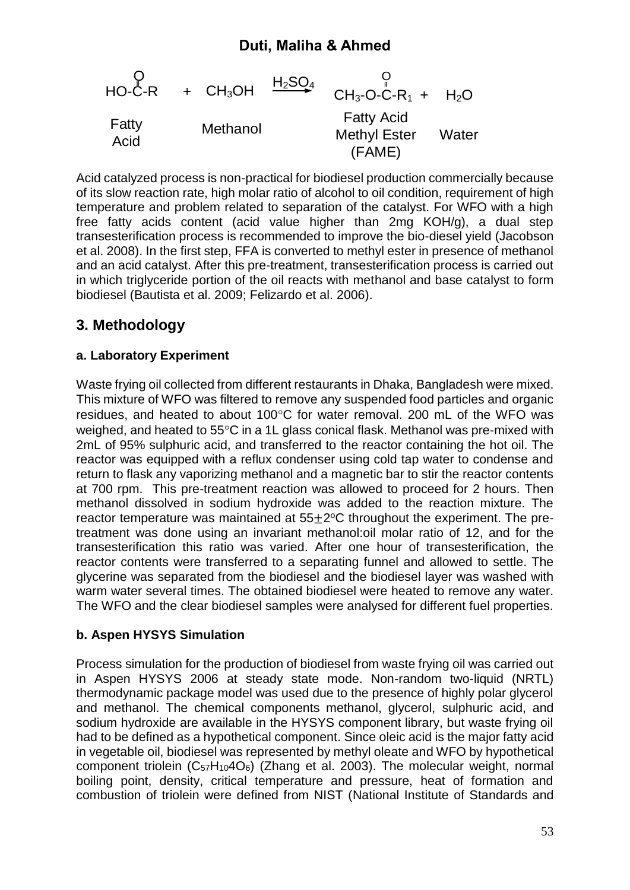$$\underset{\text{Fatty Acid}}{\text{HO-}\overset{\text{O}}{\overset{\|}{\text{C}}}\text{-R}} + \underset{\text{Methanol}}{CH_3OH} \xrightarrow{H_2SO_4} \underset{\text{Fatty Acid Methyl Ester (FAME)}}{CH_3\text{-O-}\overset{\text{O}}{\overset{\|}{\text{C}}}\text{-}R_1} + \underset{\text{Water}}{H_2O}$$

Acid catalyzed process is non-practical for biodiesel production commercially because of its slow reaction rate, high molar ratio of alcohol to oil condition, requirement of high temperature and problem related to separation of the catalyst. For WFO with a high free fatty acids content (acid value higher than 2mg KOH/g), a dual step transesterification process is recommended to improve the bio-diesel yield (Jacobson et al. 2008). In the first step, FFA is converted to methyl ester in presence of methanol and an acid catalyst. After this pre-treatment, transesterification process is carried out in which triglyceride portion of the oil reacts with methanol and base catalyst to form biodiesel (Bautista et al. 2009; Felizardo et al. 2006).

## 3. Methodology

### a. Laboratory Experiment

Waste frying oil collected from different restaurants in Dhaka, Bangladesh were mixed. This mixture of WFO was filtered to remove any suspended food particles and organic residues, and heated to about 100°C for water removal. 200 mL of the WFO was weighed, and heated to 55°C in a 1L glass conical flask. Methanol was pre-mixed with 2mL of 95% sulphuric acid, and transferred to the reactor containing the hot oil. The reactor was equipped with a reflux condenser using cold tap water to condense and return to flask any vaporizing methanol and a magnetic bar to stir the reactor contents at 700 rpm. This pre-treatment reaction was allowed to proceed for 2 hours. Then methanol dissolved in sodium hydroxide was added to the reaction mixture. The reactor temperature was maintained at $55 \pm 2$°C throughout the experiment. The pre-treatment was done using an invariant methanol:oil molar ratio of 12, and for the transesterification this ratio was varied. After one hour of transesterification, the reactor contents were transferred to a separating funnel and allowed to settle. The glycerine was separated from the biodiesel and the biodiesel layer was washed with warm water several times. The obtained biodiesel were heated to remove any water. The WFO and the clear biodiesel samples were analysed for different fuel properties.

### b. Aspen HYSYS Simulation

Process simulation for the production of biodiesel from waste frying oil was carried out in Aspen HYSYS 2006 at steady state mode. Non-random two-liquid (NRTL) thermodynamic package model was used due to the presence of highly polar glycerol and methanol. The chemical components methanol, glycerol, sulphuric acid, and sodium hydroxide are available in the HYSYS component library, but waste frying oil had to be defined as a hypothetical component. Since oleic acid is the major fatty acid in vegetable oil, biodiesel was represented by methyl oleate and WFO by hypothetical component triolein ($C_{57}H_{104}O_6$) (Zhang et al. 2003). The molecular weight, normal boiling point, density, critical temperature and pressure, heat of formation and combustion of triolein were defined from NIST (National Institute of Standards and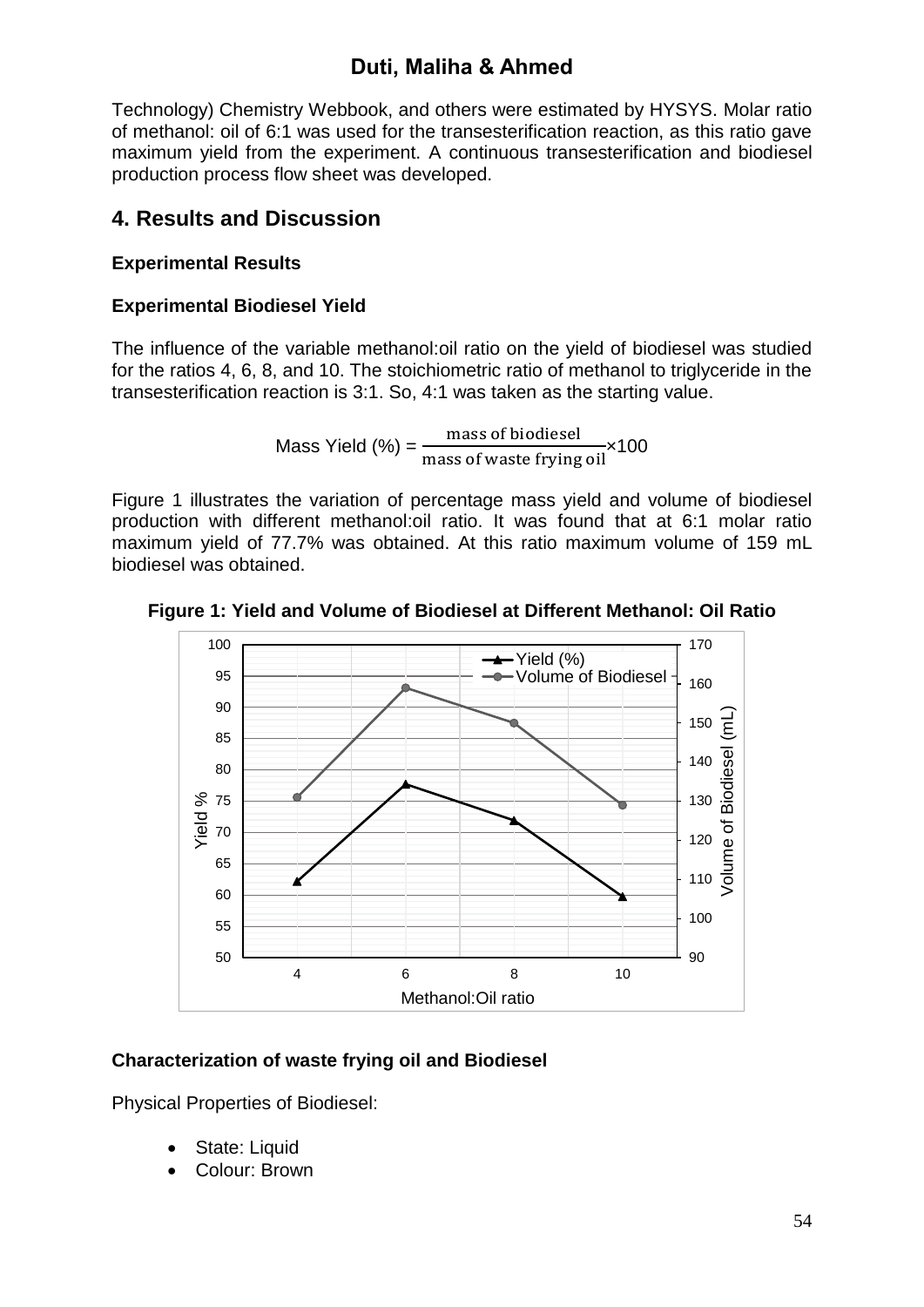Technology) Chemistry Webbook, and others were estimated by HYSYS. Molar ratio of methanol: oil of 6:1 was used for the transesterification reaction, as this ratio gave maximum yield from the experiment. A continuous transesterification and biodiesel production process flow sheet was developed.

## 4. Results and Discussion

### Experimental Results

#### Experimental Biodiesel Yield

The influence of the variable methanol:oil ratio on the yield of biodiesel was studied for the ratios 4, 6, 8, and 10. The stoichiometric ratio of methanol to triglyceride in the transesterification reaction is 3:1. So, 4:1 was taken as the starting value.

$$\text{Mass Yield (\%)} = \frac{\text{mass of biodiesel}}{\text{mass of waste frying oil}} \times 100$$

Figure 1 illustrates the variation of percentage mass yield and volume of biodiesel production with different methanol:oil ratio. It was found that at 6:1 molar ratio maximum yield of 77.7% was obtained. At this ratio maximum volume of 159 mL biodiesel was obtained.

**Figure 1: Yield and Volume of Biodiesel at Different Methanol: Oil Ratio**

### Characterization of waste frying oil and Biodiesel

Physical Properties of Biodiesel:

- State: Liquid
- Colour: Brown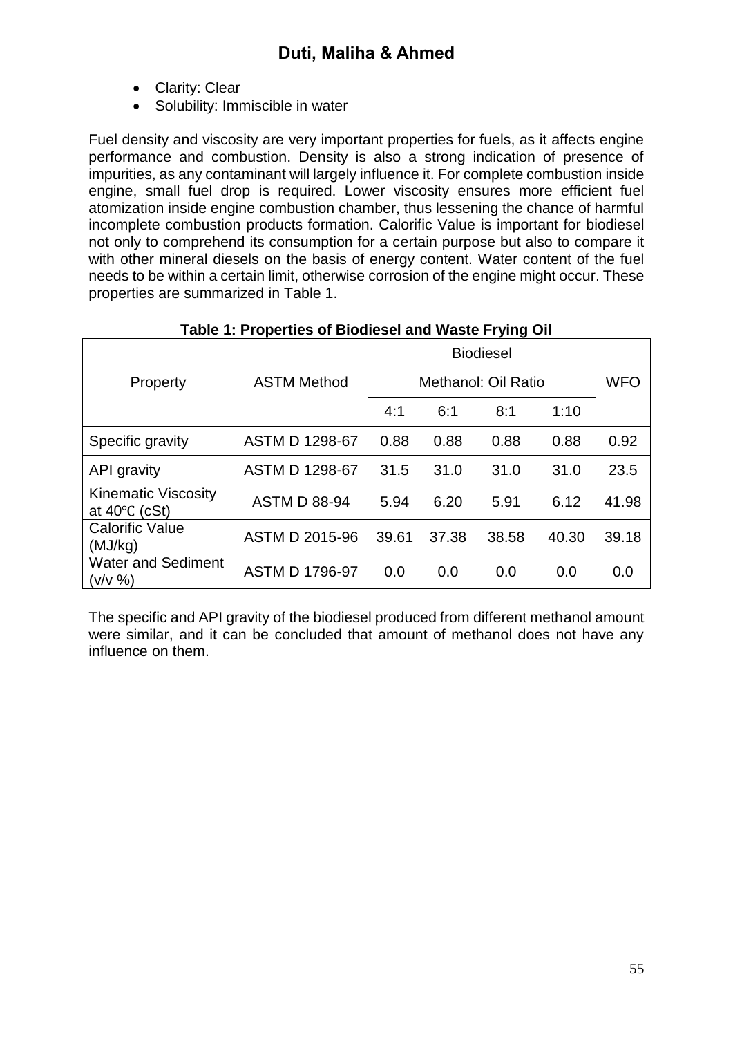- Clarity: Clear
- Solubility: Immiscible in water

Fuel density and viscosity are very important properties for fuels, as it affects engine performance and combustion. Density is also a strong indication of presence of impurities, as any contaminant will largely influence it. For complete combustion inside engine, small fuel drop is required. Lower viscosity ensures more efficient fuel atomization inside engine combustion chamber, thus lessening the chance of harmful incomplete combustion products formation. Calorific Value is important for biodiesel not only to comprehend its consumption for a certain purpose but also to compare it with other mineral diesels on the basis of energy content. Water content of the fuel needs to be within a certain limit, otherwise corrosion of the engine might occur. These properties are summarized in Table 1.

**Table 1: Properties of Biodiesel and Waste Frying Oil**

| Property | ASTM Method | Biodiesel | | | | WFO |
|---|---|---|---|---|---|---|
| | | Methanol: Oil Ratio | | | | |
| | | 4:1 | 6:1 | 8:1 | 1:10 | |
| Specific gravity | ASTM D 1298-67 | 0.88 | 0.88 | 0.88 | 0.88 | 0.92 |
| API gravity | ASTM D 1298-67 | 31.5 | 31.0 | 31.0 | 31.0 | 23.5 |
| Kinematic Viscosity at 40℃ (cSt) | ASTM D 88-94 | 5.94 | 6.20 | 5.91 | 6.12 | 41.98 |
| Calorific Value (MJ/kg) | ASTM D 2015-96 | 39.61 | 37.38 | 38.58 | 40.30 | 39.18 |
| Water and Sediment (v/v %) | ASTM D 1796-97 | 0.0 | 0.0 | 0.0 | 0.0 | 0.0 |

The specific and API gravity of the biodiesel produced from different methanol amount were similar, and it can be concluded that amount of methanol does not have any influence on them.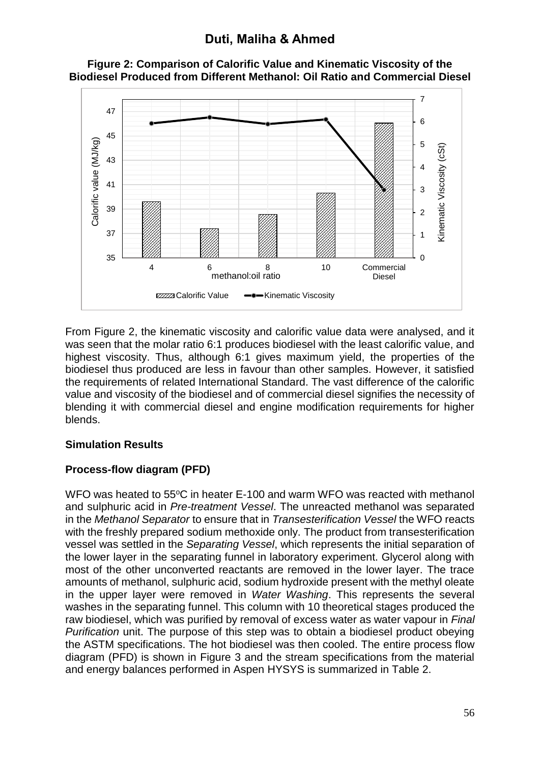**Figure 2: Comparison of Calorific Value and Kinematic Viscosity of the Biodiesel Produced from Different Methanol: Oil Ratio and Commercial Diesel**

From Figure 2, the kinematic viscosity and calorific value data were analysed, and it was seen that the molar ratio 6:1 produces biodiesel with the least calorific value, and highest viscosity. Thus, although 6:1 gives maximum yield, the properties of the biodiesel thus produced are less in favour than other samples. However, it satisfied the requirements of related International Standard. The vast difference of the calorific value and viscosity of the biodiesel and of commercial diesel signifies the necessity of blending it with commercial diesel and engine modification requirements for higher blends.

**Simulation Results**

**Process-flow diagram (PFD)**

WFO was heated to 55$^{o}$C in heater E-100 and warm WFO was reacted with methanol and sulphuric acid in *Pre-treatment Vessel*. The unreacted methanol was separated in the *Methanol Separator* to ensure that in *Transesterification Vessel* the WFO reacts with the freshly prepared sodium methoxide only. The product from transesterification vessel was settled in the *Separating Vessel*, which represents the initial separation of the lower layer in the separating funnel in laboratory experiment. Glycerol along with most of the other unconverted reactants are removed in the lower layer. The trace amounts of methanol, sulphuric acid, sodium hydroxide present with the methyl oleate in the upper layer were removed in *Water Washing*. This represents the several washes in the separating funnel. This column with 10 theoretical stages produced the raw biodiesel, which was purified by removal of excess water as water vapour in *Final Purification* unit. The purpose of this step was to obtain a biodiesel product obeying the ASTM specifications. The hot biodiesel was then cooled. The entire process flow diagram (PFD) is shown in Figure 3 and the stream specifications from the material and energy balances performed in Aspen HYSYS is summarized in Table 2.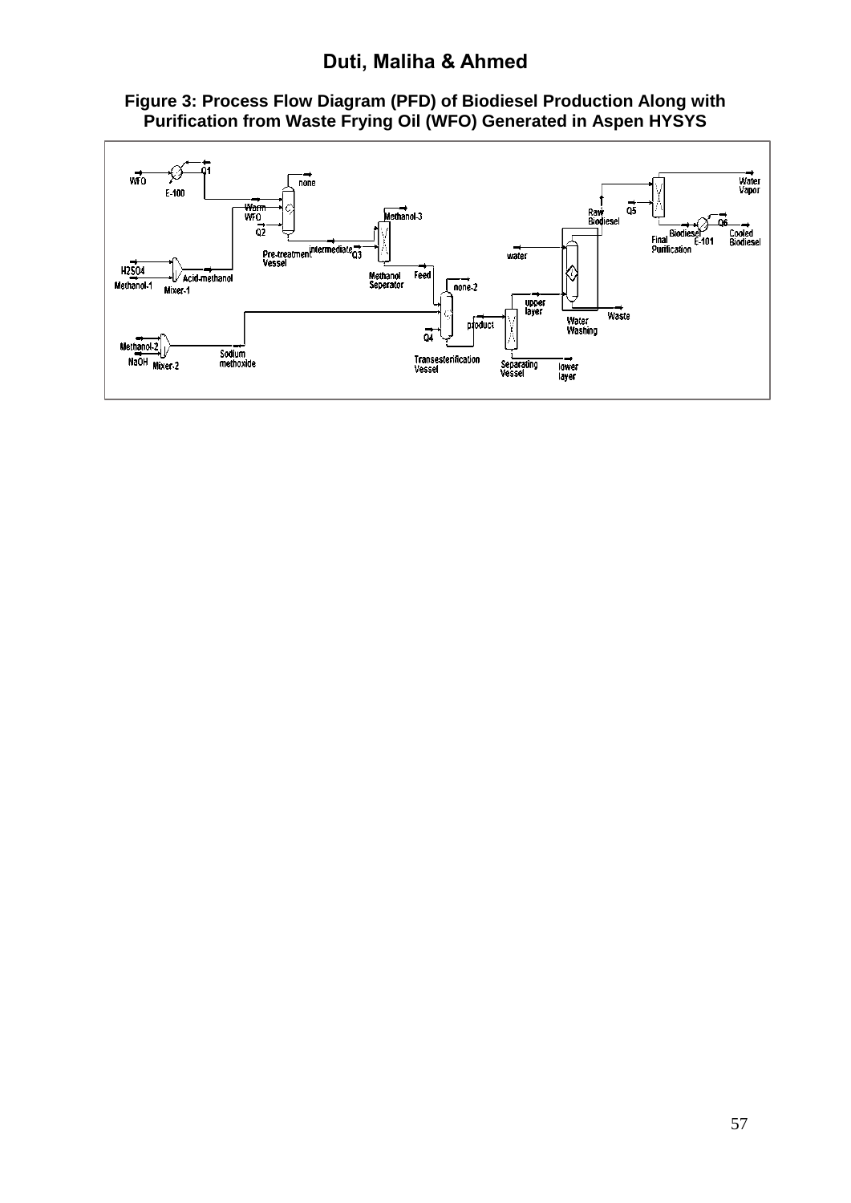**Figure 3: Process Flow Diagram (PFD) of Biodiesel Production Along with Purification from Waste Frying Oil (WFO) Generated in Aspen HYSYS**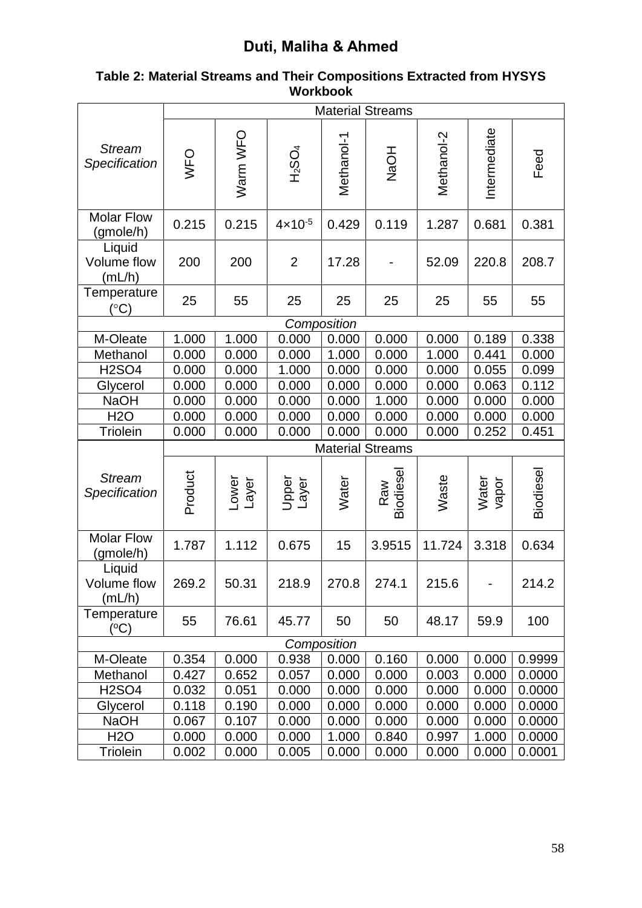**Table 2: Material Streams and Their Compositions Extracted from HYSYS Workbook**

| Stream Specification | Material Streams | | | | | | | |
|---|---|---|---|---|---|---|---|---|
| | WFO | Warm WFO | $H_2SO_4$ | Methanol-1 | NaOH | Methanol-2 | Intermediate | Feed |
| Molar Flow (gmole/h) | 0.215 | 0.215 | $4\times10^{-5}$ | 0.429 | 0.119 | 1.287 | 0.681 | 0.381 |
| Liquid Volume flow (mL/h) | 200 | 200 | 2 | 17.28 | - | 52.09 | 220.8 | 208.7 |
| Temperature (°C) | 25 | 55 | 25 | 25 | 25 | 25 | 55 | 55 |
| *Composition* | | | | | | | | |
| M-Oleate | 1.000 | 1.000 | 0.000 | 0.000 | 0.000 | 0.000 | 0.189 | 0.338 |
| Methanol | 0.000 | 0.000 | 0.000 | 1.000 | 0.000 | 1.000 | 0.441 | 0.000 |
| H2SO4 | 0.000 | 0.000 | 1.000 | 0.000 | 0.000 | 0.000 | 0.055 | 0.099 |
| Glycerol | 0.000 | 0.000 | 0.000 | 0.000 | 0.000 | 0.000 | 0.063 | 0.112 |
| NaOH | 0.000 | 0.000 | 0.000 | 0.000 | 1.000 | 0.000 | 0.000 | 0.000 |
| H2O | 0.000 | 0.000 | 0.000 | 0.000 | 0.000 | 0.000 | 0.000 | 0.000 |
| Triolein | 0.000 | 0.000 | 0.000 | 0.000 | 0.000 | 0.000 | 0.252 | 0.451 |
| **Stream Specification** | **Material Streams** | | | | | | | |
| | Product | Lower Layer | Upper Layer | Water | Raw Biodiesel | Waste | Water vapor | Biodiesel |
| Molar Flow (gmole/h) | 1.787 | 1.112 | 0.675 | 15 | 3.9515 | 11.724 | 3.318 | 0.634 |
| Liquid Volume flow (mL/h) | 269.2 | 50.31 | 218.9 | 270.8 | 274.1 | 215.6 | - | 214.2 |
| Temperature (°C) | 55 | 76.61 | 45.77 | 50 | 50 | 48.17 | 59.9 | 100 |
| *Composition* | | | | | | | | |
| M-Oleate | 0.354 | 0.000 | 0.938 | 0.000 | 0.160 | 0.000 | 0.000 | 0.9999 |
| Methanol | 0.427 | 0.652 | 0.057 | 0.000 | 0.000 | 0.003 | 0.000 | 0.0000 |
| H2SO4 | 0.032 | 0.051 | 0.000 | 0.000 | 0.000 | 0.000 | 0.000 | 0.0000 |
| Glycerol | 0.118 | 0.190 | 0.000 | 0.000 | 0.000 | 0.000 | 0.000 | 0.0000 |
| NaOH | 0.067 | 0.107 | 0.000 | 0.000 | 0.000 | 0.000 | 0.000 | 0.0000 |
| H2O | 0.000 | 0.000 | 0.000 | 1.000 | 0.840 | 0.997 | 1.000 | 0.0000 |
| Triolein | 0.002 | 0.000 | 0.005 | 0.000 | 0.000 | 0.000 | 0.000 | 0.0001 |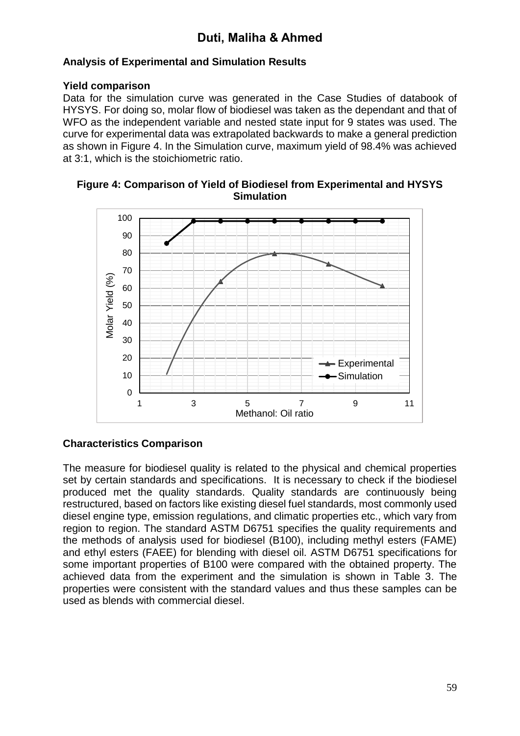### Analysis of Experimental and Simulation Results

#### Yield comparison

Data for the simulation curve was generated in the Case Studies of databook of HYSYS. For doing so, molar flow of biodiesel was taken as the dependant and that of WFO as the independent variable and nested state input for 9 states was used. The curve for experimental data was extrapolated backwards to make a general prediction as shown in Figure 4. In the Simulation curve, maximum yield of 98.4% was achieved at 3:1, which is the stoichiometric ratio.

**Figure 4: Comparison of Yield of Biodiesel from Experimental and HYSYS Simulation**

#### Characteristics Comparison

The measure for biodiesel quality is related to the physical and chemical properties set by certain standards and specifications. It is necessary to check if the biodiesel produced met the quality standards. Quality standards are continuously being restructured, based on factors like existing diesel fuel standards, most commonly used diesel engine type, emission regulations, and climatic properties etc., which vary from region to region. The standard ASTM D6751 specifies the quality requirements and the methods of analysis used for biodiesel (B100), including methyl esters (FAME) and ethyl esters (FAEE) for blending with diesel oil. ASTM D6751 specifications for some important properties of B100 were compared with the obtained property. The achieved data from the experiment and the simulation is shown in Table 3. The properties were consistent with the standard values and thus these samples can be used as blends with commercial diesel.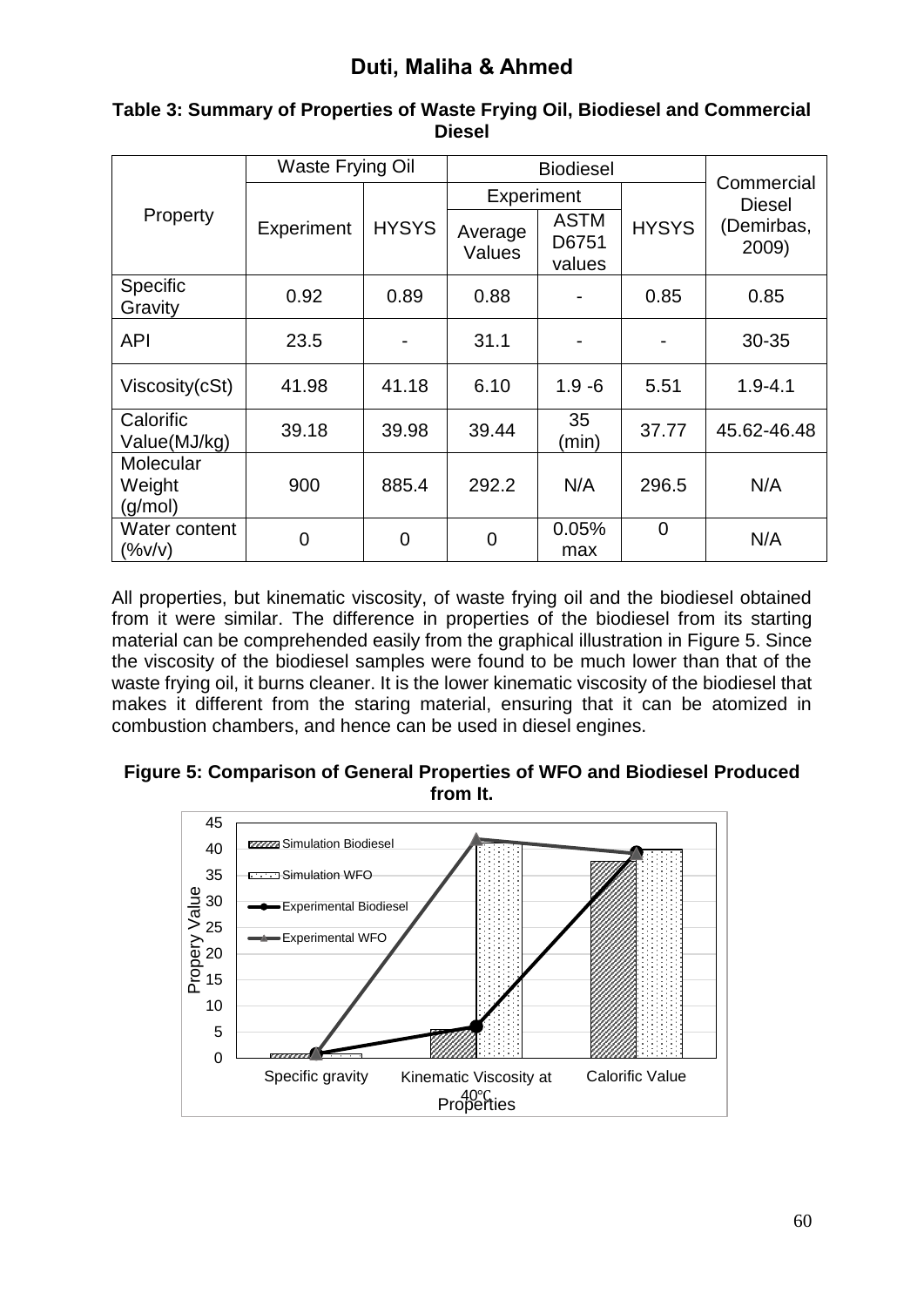**Table 3: Summary of Properties of Waste Frying Oil, Biodiesel and Commercial Diesel**

| Property | Waste Frying Oil | | Biodiesel | | | Commercial Diesel (Demirbas, 2009) |
|---|---|---|---|---|---|---|
| | | | Experiment | | | |
| | Experiment | HYSYS | Average Values | ASTM D6751 values | HYSYS | |
| Specific Gravity | 0.92 | 0.89 | 0.88 | - | 0.85 | 0.85 |
| API | 23.5 | - | 31.1 | - | - | 30-35 |
| Viscosity(cSt) | 41.98 | 41.18 | 6.10 | 1.9 -6 | 5.51 | 1.9-4.1 |
| Calorific Value(MJ/kg) | 39.18 | 39.98 | 39.44 | 35 (min) | 37.77 | 45.62-46.48 |
| Molecular Weight (g/mol) | 900 | 885.4 | 292.2 | N/A | 296.5 | N/A |
| Water content (%v/v) | 0 | 0 | 0 | 0.05% max | 0 | N/A |

All properties, but kinematic viscosity, of waste frying oil and the biodiesel obtained from it were similar. The difference in properties of the biodiesel from its starting material can be comprehended easily from the graphical illustration in Figure 5. Since the viscosity of the biodiesel samples were found to be much lower than that of the waste frying oil, it burns cleaner. It is the lower kinematic viscosity of the biodiesel that makes it different from the staring material, ensuring that it can be atomized in combustion chambers, and hence can be used in diesel engines.

**Figure 5: Comparison of General Properties of WFO and Biodiesel Produced from It.**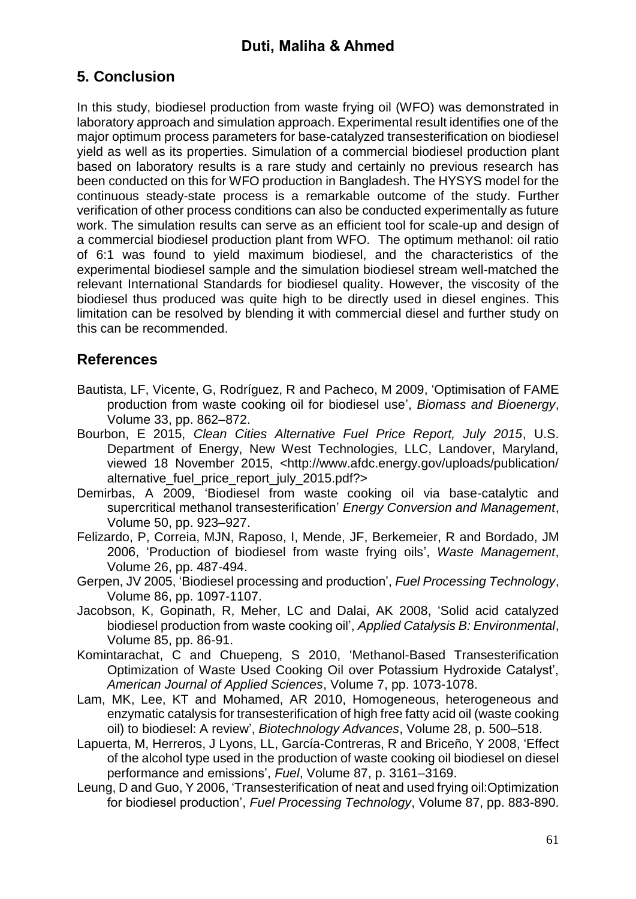## 5. Conclusion

In this study, biodiesel production from waste frying oil (WFO) was demonstrated in laboratory approach and simulation approach. Experimental result identifies one of the major optimum process parameters for base-catalyzed transesterification on biodiesel yield as well as its properties. Simulation of a commercial biodiesel production plant based on laboratory results is a rare study and certainly no previous research has been conducted on this for WFO production in Bangladesh. The HYSYS model for the continuous steady-state process is a remarkable outcome of the study. Further verification of other process conditions can also be conducted experimentally as future work. The simulation results can serve as an efficient tool for scale-up and design of a commercial biodiesel production plant from WFO. The optimum methanol: oil ratio of 6:1 was found to yield maximum biodiesel, and the characteristics of the experimental biodiesel sample and the simulation biodiesel stream well-matched the relevant International Standards for biodiesel quality. However, the viscosity of the biodiesel thus produced was quite high to be directly used in diesel engines. This limitation can be resolved by blending it with commercial diesel and further study on this can be recommended.

## References

Bautista, LF, Vicente, G, Rodríguez, R and Pacheco, M 2009, 'Optimisation of FAME production from waste cooking oil for biodiesel use', *Biomass and Bioenergy*, Volume 33, pp. 862–872.

Bourbon, E 2015, *Clean Cities Alternative Fuel Price Report, July 2015*, U.S. Department of Energy, New West Technologies, LLC, Landover, Maryland, viewed 18 November 2015, <http://www.afdc.energy.gov/uploads/publication/alternative_fuel_price_report_july_2015.pdf?>

Demirbas, A 2009, 'Biodiesel from waste cooking oil via base-catalytic and supercritical methanol transesterification' *Energy Conversion and Management*, Volume 50, pp. 923–927.

Felizardo, P, Correia, MJN, Raposo, I, Mende, JF, Berkemeier, R and Bordado, JM 2006, 'Production of biodiesel from waste frying oils', *Waste Management*, Volume 26, pp. 487-494.

Gerpen, JV 2005, 'Biodiesel processing and production', *Fuel Processing Technology*, Volume 86, pp. 1097-1107.

Jacobson, K, Gopinath, R, Meher, LC and Dalai, AK 2008, 'Solid acid catalyzed biodiesel production from waste cooking oil', *Applied Catalysis B: Environmental*, Volume 85, pp. 86-91.

Komintarachat, C and Chuepeng, S 2010, 'Methanol-Based Transesterification Optimization of Waste Used Cooking Oil over Potassium Hydroxide Catalyst', *American Journal of Applied Sciences*, Volume 7, pp. 1073-1078.

Lam, MK, Lee, KT and Mohamed, AR 2010, Homogeneous, heterogeneous and enzymatic catalysis for transesterification of high free fatty acid oil (waste cooking oil) to biodiesel: A review', *Biotechnology Advances*, Volume 28, p. 500–518.

Lapuerta, M, Herreros, J Lyons, LL, García-Contreras, R and Briceño, Y 2008, 'Effect of the alcohol type used in the production of waste cooking oil biodiesel on diesel performance and emissions', *Fuel*, Volume 87, p. 3161–3169.

Leung, D and Guo, Y 2006, 'Transesterification of neat and used frying oil:Optimization for biodiesel production', *Fuel Processing Technology*, Volume 87, pp. 883-890.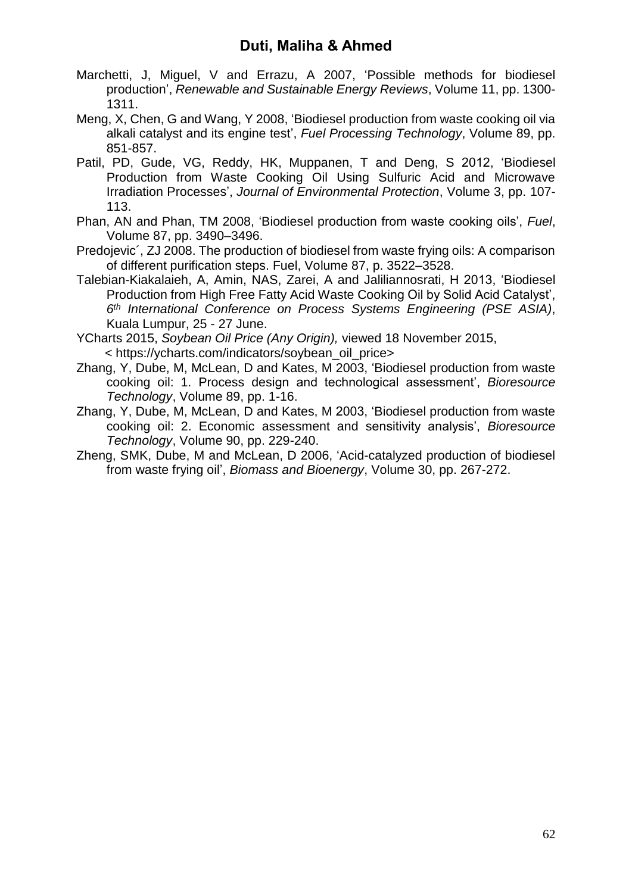Marchetti, J, Miguel, V and Errazu, A 2007, 'Possible methods for biodiesel production', *Renewable and Sustainable Energy Reviews*, Volume 11, pp. 1300-1311.

Meng, X, Chen, G and Wang, Y 2008, 'Biodiesel production from waste cooking oil via alkali catalyst and its engine test', *Fuel Processing Technology*, Volume 89, pp. 851-857.

Patil, PD, Gude, VG, Reddy, HK, Muppanen, T and Deng, S 2012, 'Biodiesel Production from Waste Cooking Oil Using Sulfuric Acid and Microwave Irradiation Processes', *Journal of Environmental Protection*, Volume 3, pp. 107-113.

Phan, AN and Phan, TM 2008, 'Biodiesel production from waste cooking oils', *Fuel*, Volume 87, pp. 3490–3496.

Predojevic´, ZJ 2008. The production of biodiesel from waste frying oils: A comparison of different purification steps. Fuel, Volume 87, p. 3522–3528.

Talebian-Kiakalaieh, A, Amin, NAS, Zarei, A and Jaliliannosrati, H 2013, 'Biodiesel Production from High Free Fatty Acid Waste Cooking Oil by Solid Acid Catalyst', *6th International Conference on Process Systems Engineering (PSE ASIA)*, Kuala Lumpur, 25 - 27 June.

YCharts 2015, *Soybean Oil Price (Any Origin),* viewed 18 November 2015, < https://ycharts.com/indicators/soybean_oil_price>

Zhang, Y, Dube, M, McLean, D and Kates, M 2003, 'Biodiesel production from waste cooking oil: 1. Process design and technological assessment', *Bioresource Technology*, Volume 89, pp. 1-16.

Zhang, Y, Dube, M, McLean, D and Kates, M 2003, 'Biodiesel production from waste cooking oil: 2. Economic assessment and sensitivity analysis', *Bioresource Technology*, Volume 90, pp. 229-240.

Zheng, SMK, Dube, M and McLean, D 2006, 'Acid-catalyzed production of biodiesel from waste frying oil', *Biomass and Bioenergy*, Volume 30, pp. 267-272.